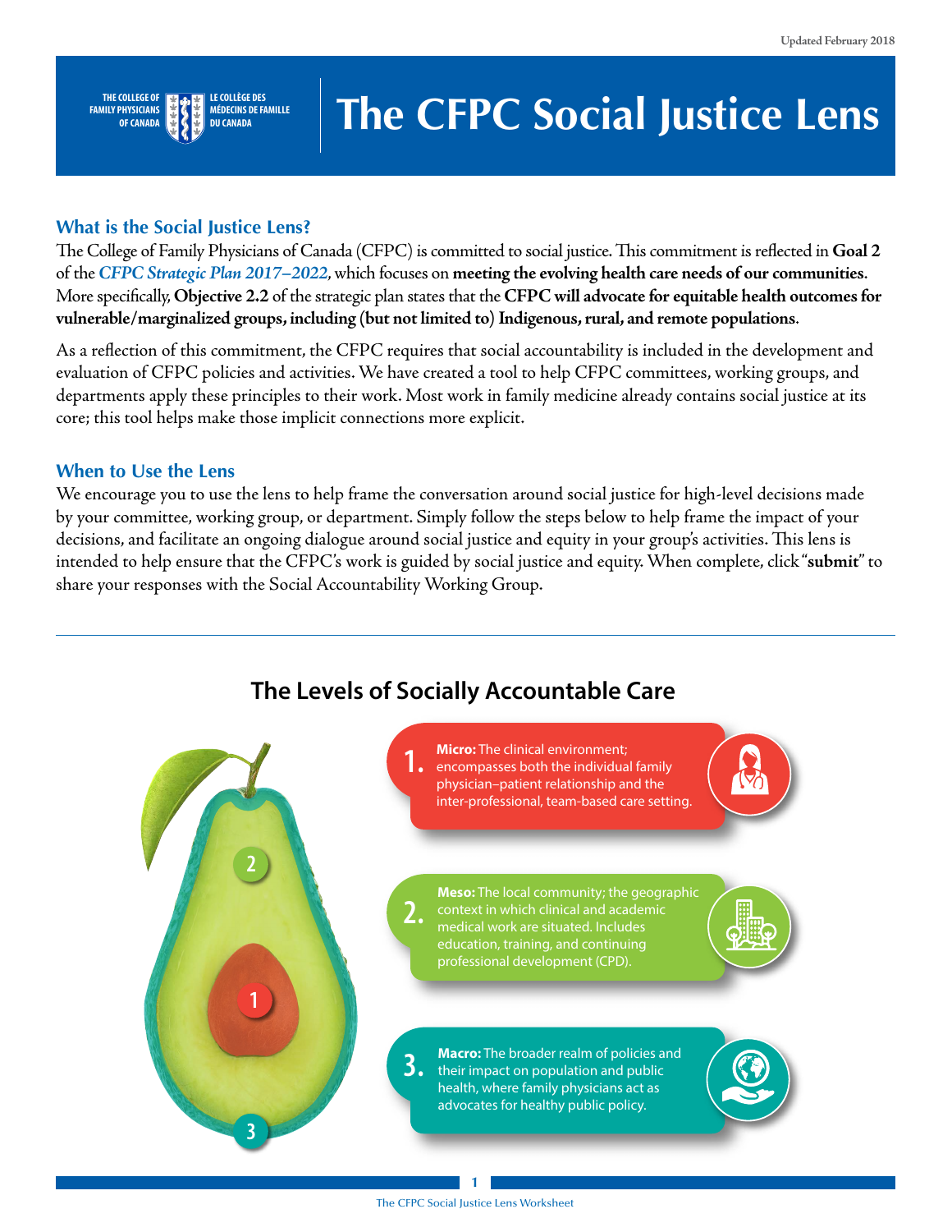Updated February 2018

THE COLLEGE OF FAMILY PHYSICIANS OF CANADA | LE COLLÈGE DES MÉDECINS DE FAMILLE DU CANADA

# The CFPC Social Justice Lens

## What is the Social Justice Lens?

The College of Family Physicians of Canada (CFPC) is committed to social justice. This commitment is reflected in **Goal 2** of the ***CFPC Strategic Plan 2017–2022***, which focuses on **meeting the evolving health care needs of our communities**. More specifically, **Objective 2.2** of the strategic plan states that the **CFPC will advocate for equitable health outcomes for vulnerable/marginalized groups, including (but not limited to) Indigenous, rural, and remote populations**.

As a reflection of this commitment, the CFPC requires that social accountability is included in the development and evaluation of CFPC policies and activities. We have created a tool to help CFPC committees, working groups, and departments apply these principles to their work. Most work in family medicine already contains social justice at its core; this tool helps make those implicit connections more explicit.

## When to Use the Lens

We encourage you to use the lens to help frame the conversation around social justice for high-level decisions made by your committee, working group, or department. Simply follow the steps below to help frame the impact of your decisions, and facilitate an ongoing dialogue around social justice and equity in your group's activities. This lens is intended to help ensure that the CFPC's work is guided by social justice and equity. When complete, click "**submit**" to share your responses with the Social Accountability Working Group.

---

## The Levels of Socially Accountable Care

1. **Micro:** The clinical environment; encompasses both the individual family physician–patient relationship and the inter-professional, team-based care setting.
2. **Meso:** The local community; the geographic context in which clinical and academic medical work are situated. Includes education, training, and continuing professional development (CPD).
3. **Macro:** The broader realm of policies and their impact on population and public health, where family physicians act as advocates for healthy public policy.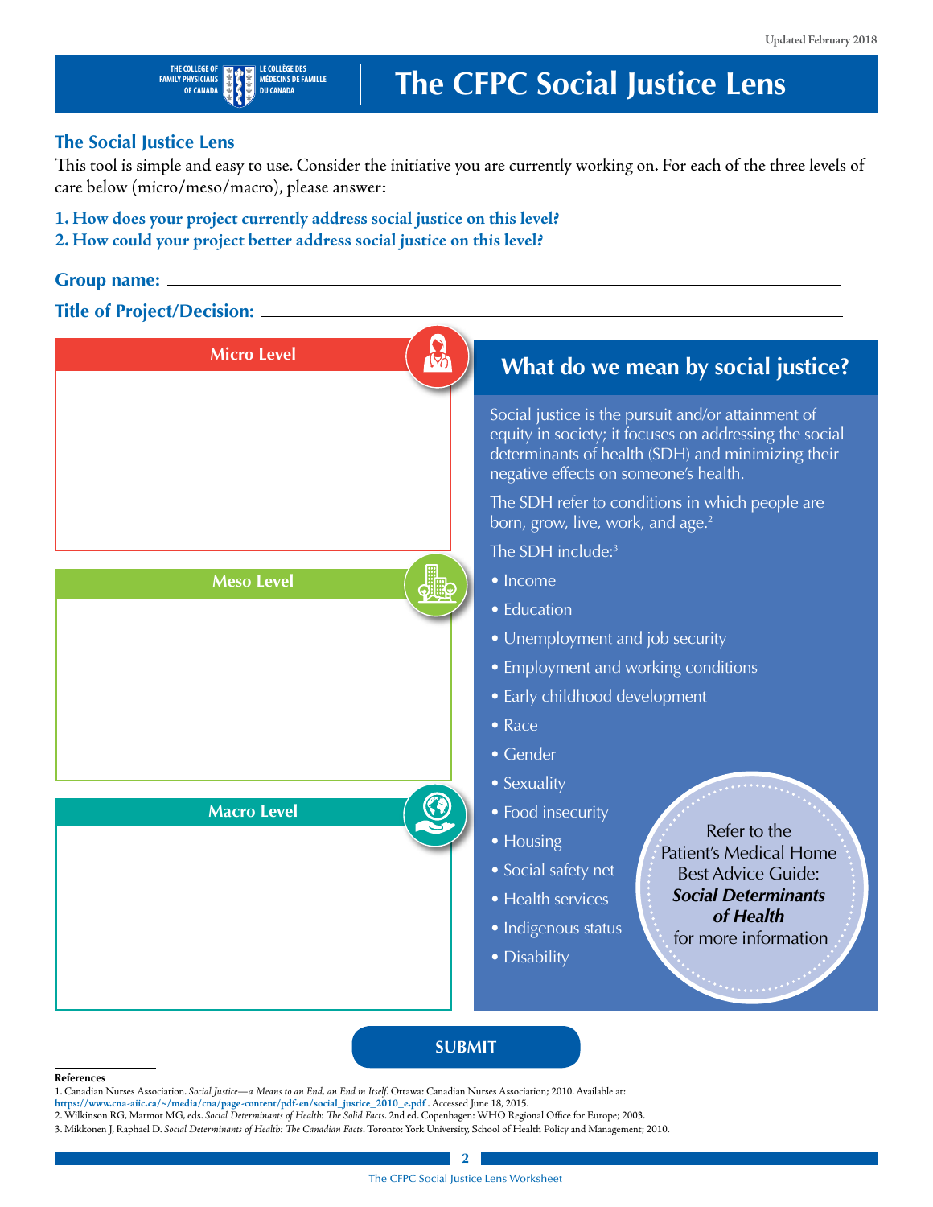# The CFPC Social Justice Lens

## The Social Justice Lens

This tool is simple and easy to use. Consider the initiative you are currently working on. For each of the three levels of care below (micro/meso/macro), please answer:

**1. How does your project currently address social justice on this level?**
**2. How could your project better address social justice on this level?**

**Group name:** ______________________________

**Title of Project/Decision:** ______________________________

### Micro Level

### Meso Level

### Macro Level

## What do we mean by social justice?

Social justice is the pursuit and/or attainment of equity in society; it focuses on addressing the social determinants of health (SDH) and minimizing their negative effects on someone's health.

The SDH refer to conditions in which people are born, grow, live, work, and age.[2]

The SDH include:[3]

- Income
- Education
- Unemployment and job security
- Employment and working conditions
- Early childhood development
- Race
- Gender
- Sexuality
- Food insecurity
- Housing
- Social safety net
- Health services
- Indigenous status
- Disability

Refer to the Patient's Medical Home Best Advice Guide: ***Social Determinants of Health*** for more information

SUBMIT

**References**

1. Canadian Nurses Association. *Social Justice—a Means to an End, an End in Itself.* Ottawa: Canadian Nurses Association; 2010. Available at: **https://www.cna-aiic.ca/~/media/cna/page-content/pdf-en/social_justice_2010_e.pdf**. Accessed June 18, 2015.
2. Wilkinson RG, Marmot MG, eds. *Social Determinants of Health: The Solid Facts*. 2nd ed. Copenhagen: WHO Regional Office for Europe; 2003.
3. Mikkonen J, Raphael D. *Social Determinants of Health: The Canadian Facts*. Toronto: York University, School of Health Policy and Management; 2010.